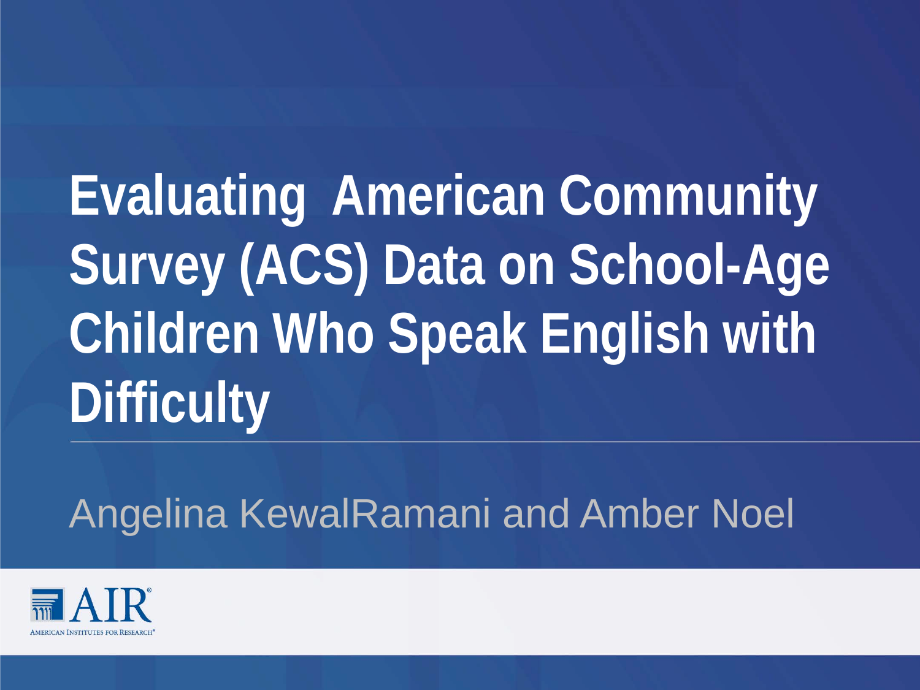# Evaluating American Community Survey (ACS) Data on School-Age Children Who Speak English with Difficulty

Angelina KewalRamani and Amber Noel

AIR
AMERICAN INSTITUTES FOR RESEARCH®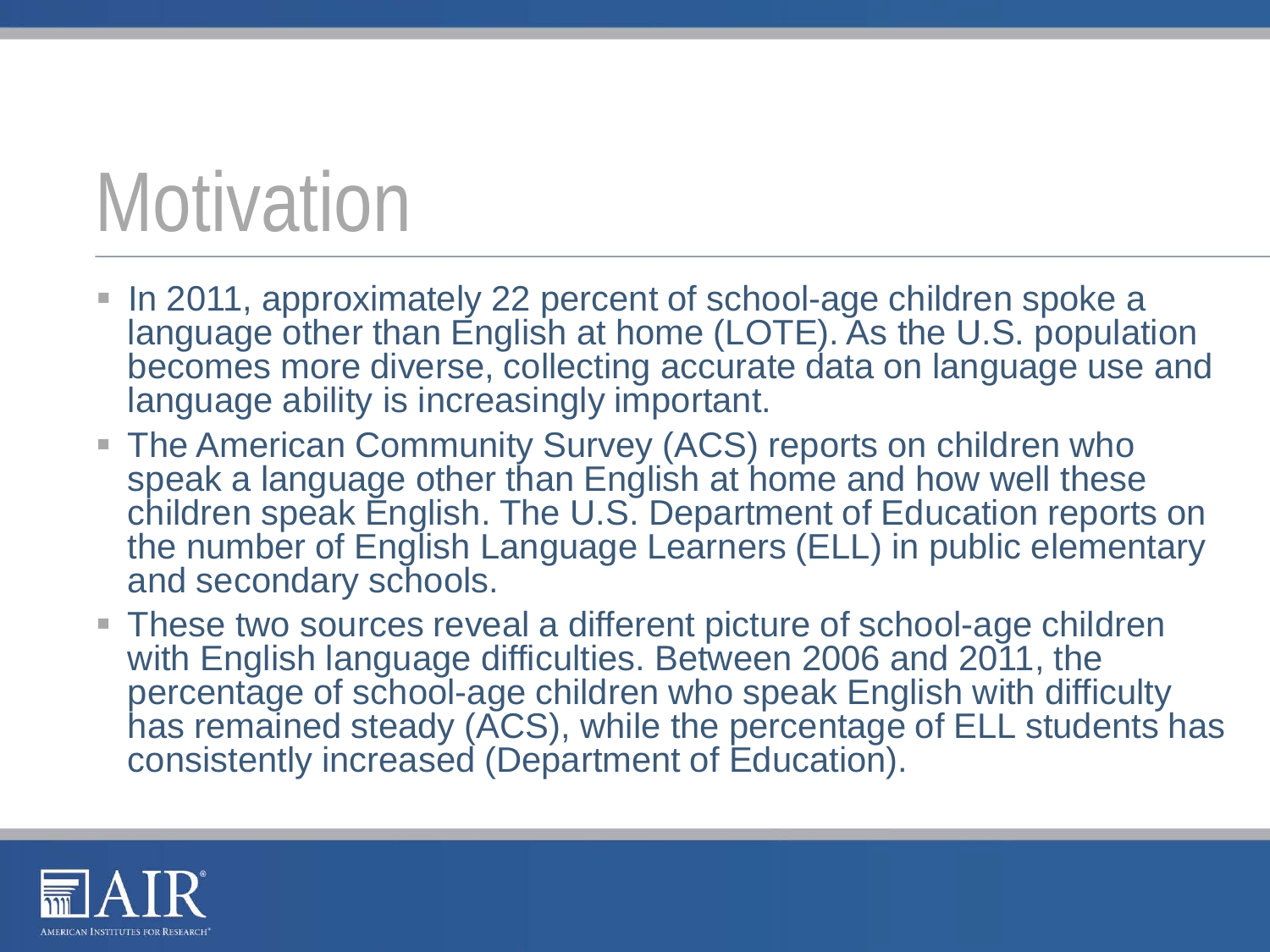# Motivation

- In 2011, approximately 22 percent of school-age children spoke a language other than English at home (LOTE). As the U.S. population becomes more diverse, collecting accurate data on language use and language ability is increasingly important.
- The American Community Survey (ACS) reports on children who speak a language other than English at home and how well these children speak English. The U.S. Department of Education reports on the number of English Language Learners (ELL) in public elementary and secondary schools.
- These two sources reveal a different picture of school-age children with English language difficulties. Between 2006 and 2011, the percentage of school-age children who speak English with difficulty has remained steady (ACS), while the percentage of ELL students has consistently increased (Department of Education).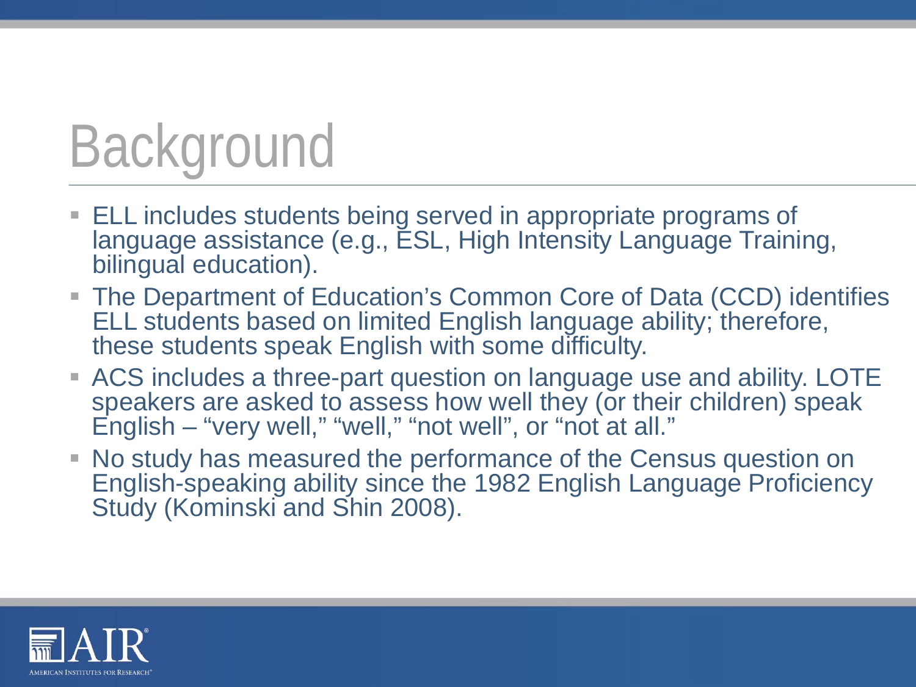# Background

- ELL includes students being served in appropriate programs of language assistance (e.g., ESL, High Intensity Language Training, bilingual education).
- The Department of Education's Common Core of Data (CCD) identifies ELL students based on limited English language ability; therefore, these students speak English with some difficulty.
- ACS includes a three-part question on language use and ability. LOTE speakers are asked to assess how well they (or their children) speak English – "very well," "well," "not well", or "not at all."
- No study has measured the performance of the Census question on English-speaking ability since the 1982 English Language Proficiency Study (Kominski and Shin 2008).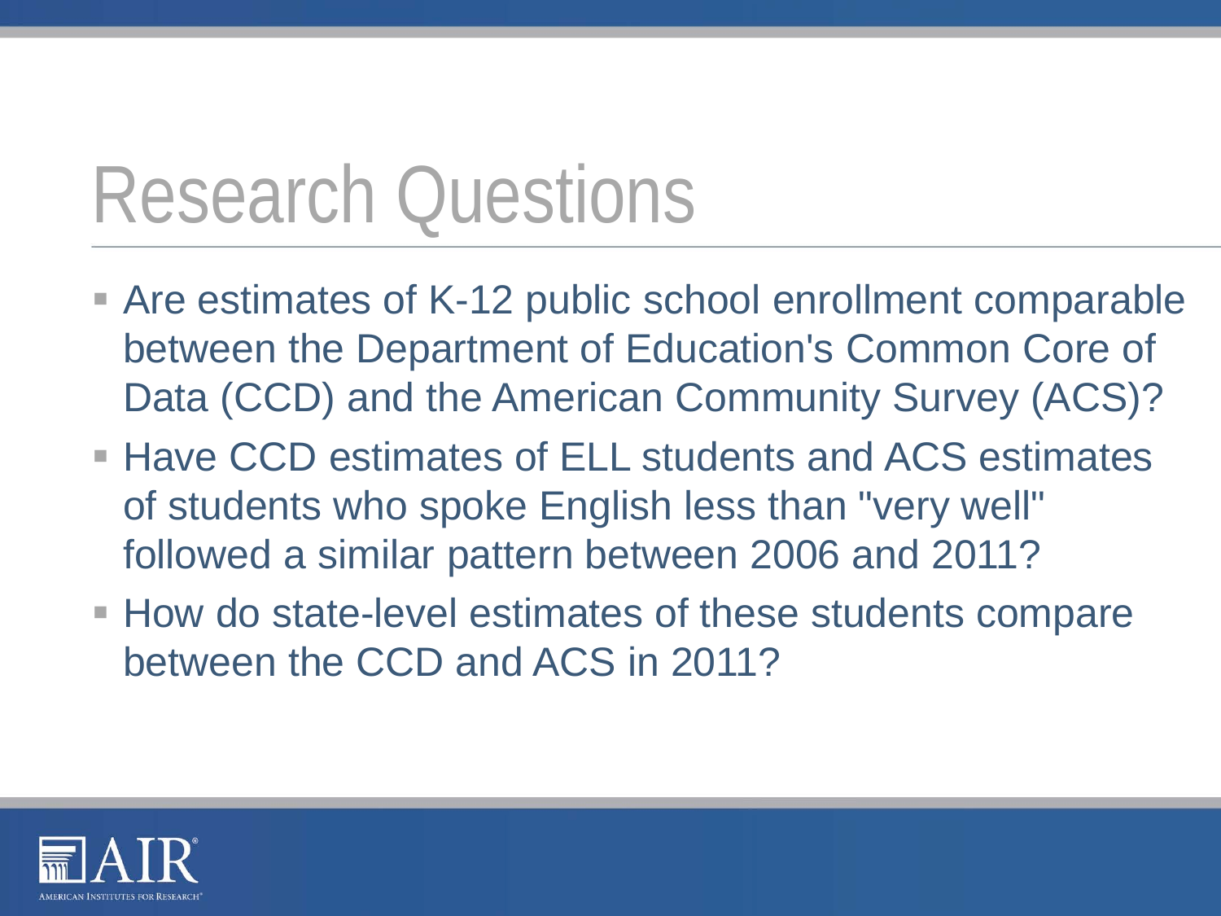# Research Questions

- Are estimates of K-12 public school enrollment comparable between the Department of Education's Common Core of Data (CCD) and the American Community Survey (ACS)?
- Have CCD estimates of ELL students and ACS estimates of students who spoke English less than "very well" followed a similar pattern between 2006 and 2011?
- How do state-level estimates of these students compare between the CCD and ACS in 2011?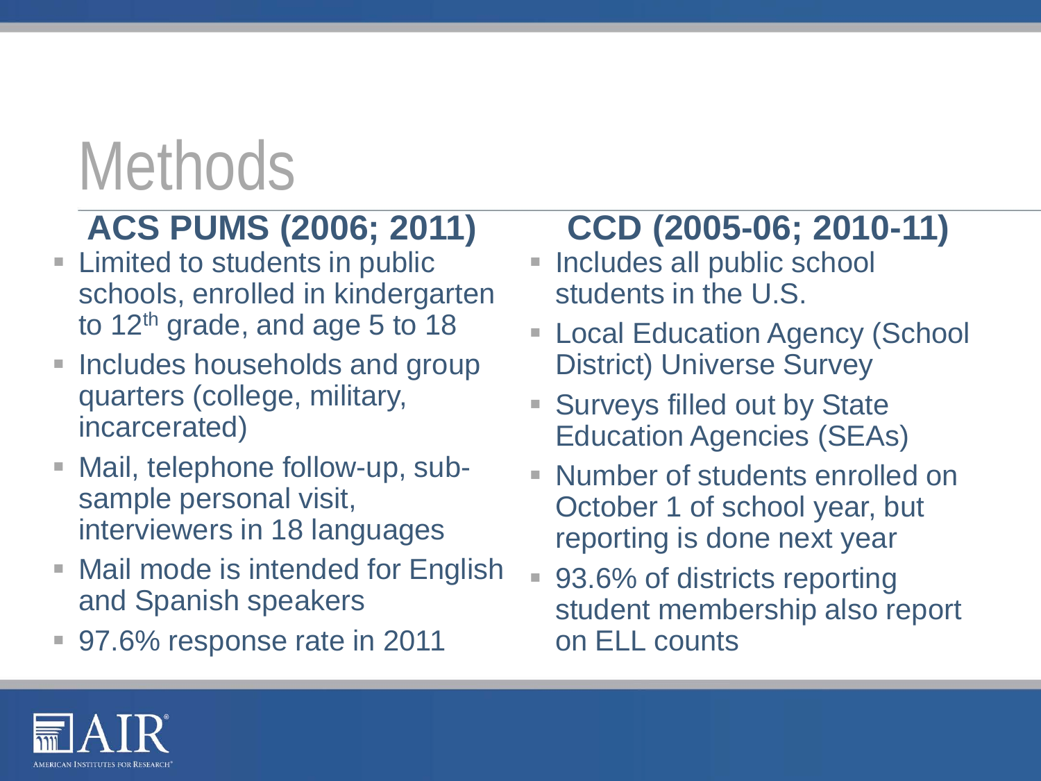# Methods

## ACS PUMS (2006; 2011)

- Limited to students in public schools, enrolled in kindergarten to 12th grade, and age 5 to 18
- Includes households and group quarters (college, military, incarcerated)
- Mail, telephone follow-up, sub-sample personal visit, interviewers in 18 languages
- Mail mode is intended for English and Spanish speakers
- 97.6% response rate in 2011

## CCD (2005-06; 2010-11)

- Includes all public school students in the U.S.
- Local Education Agency (School District) Universe Survey
- Surveys filled out by State Education Agencies (SEAs)
- Number of students enrolled on October 1 of school year, but reporting is done next year
- 93.6% of districts reporting student membership also report on ELL counts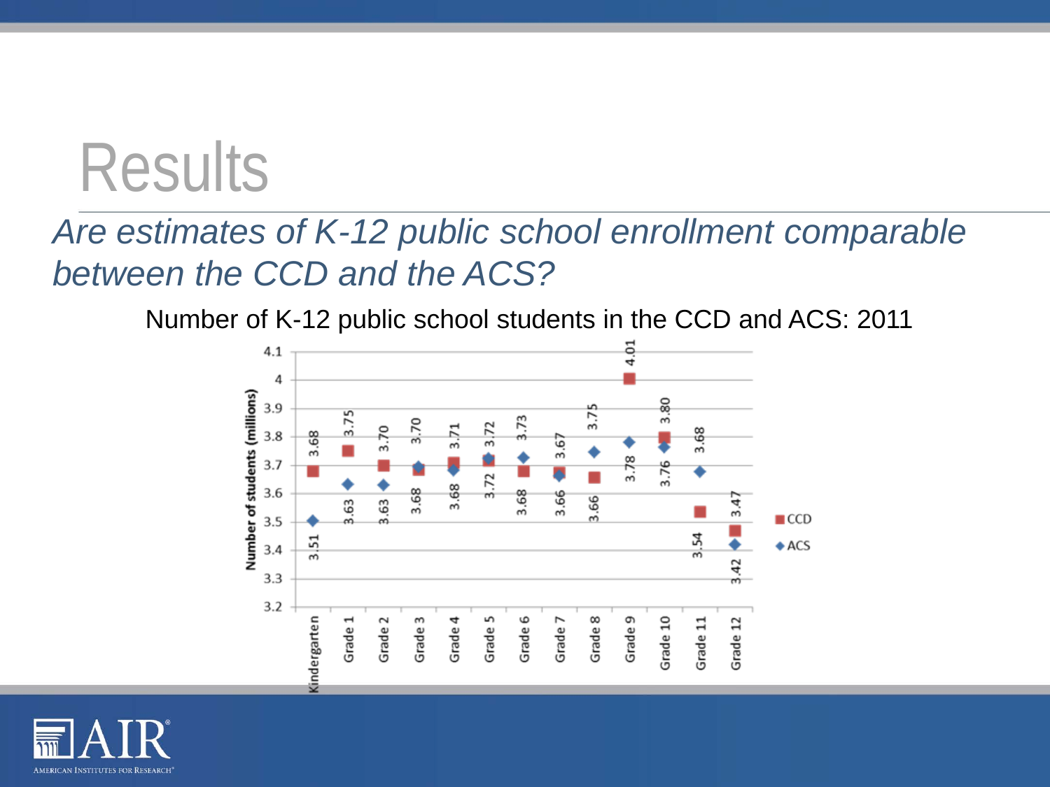# Results

*Are estimates of K-12 public school enrollment comparable between the CCD and the ACS?*

Number of K-12 public school students in the CCD and ACS: 2011

| Grade | CCD | ACS |
|---|---|---|
| Kindergarten | 3.68 | 3.51 |
| Grade 1 | 3.75 | 3.63 |
| Grade 2 | 3.70 | 3.63 |
| Grade 3 | 3.68 | 3.70 |
| Grade 4 | 3.71 | 3.68 |
| Grade 5 | 3.72 | 3.72 |
| Grade 6 | 3.68 | 3.73 |
| Grade 7 | 3.67 | 3.66 |
| Grade 8 | 3.66 | 3.75 |
| Grade 9 | 4.01 | 3.78 |
| Grade 10 | 3.80 | 3.76 |
| Grade 11 | 3.54 | 3.68 |
| Grade 12 | 3.47 | 3.42 |

Number of students (millions)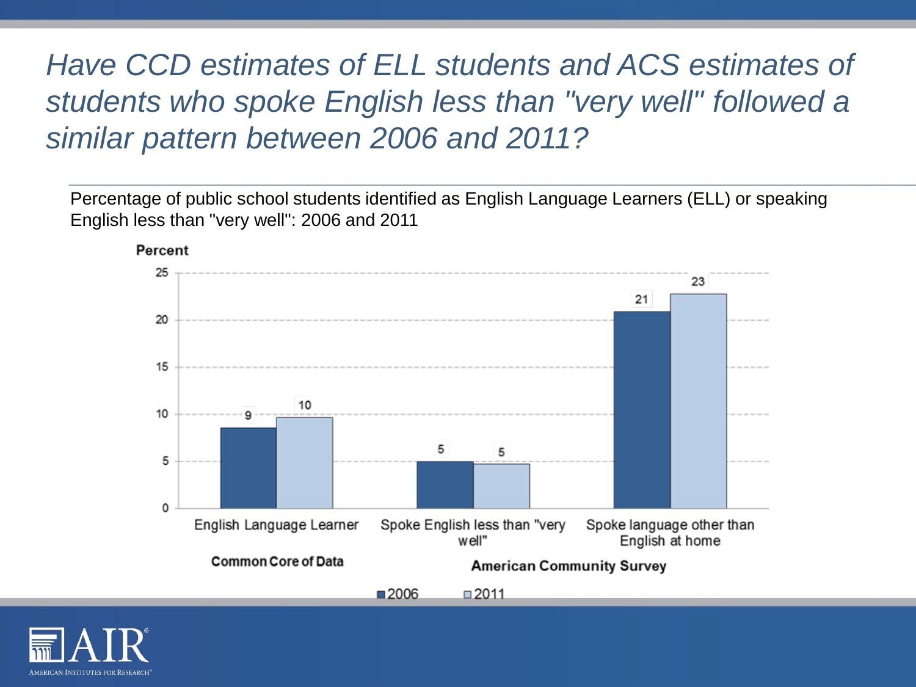# *Have CCD estimates of ELL students and ACS estimates of students who spoke English less than "very well" followed a similar pattern between 2006 and 2011?*

Percentage of public school students identified as English Language Learners (ELL) or speaking English less than "very well": 2006 and 2011

| Source | Category | 2006 | 2011 |
|---|---|---|---|
| Common Core of Data | English Language Learner | 9 | 10 |
| American Community Survey | Spoke English less than "very well" | 5 | 5 |
| American Community Survey | Spoke language other than English at home | 21 | 23 |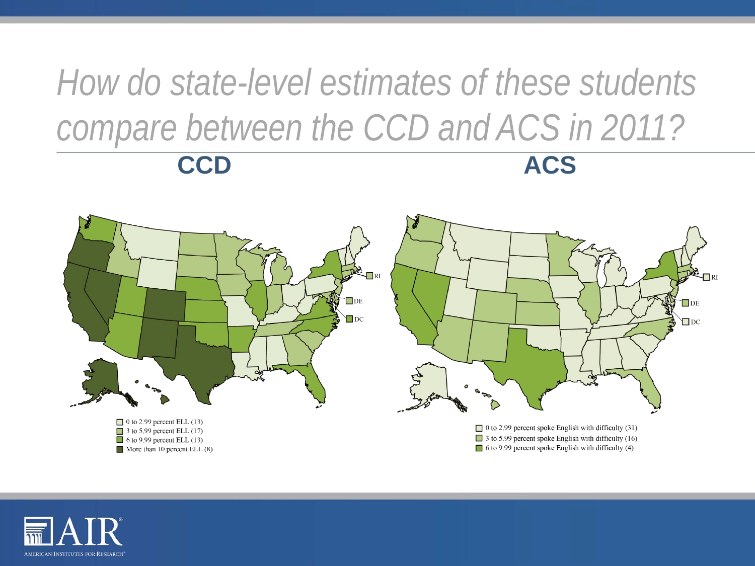# How do state-level estimates of these students compare between the CCD and ACS in 2011?

**CCD**

**ACS**

- 0 to 2.99 percent ELL (13)
- 3 to 5.99 percent ELL (17)
- 6 to 9.99 percent ELL (13)
- More than 10 percent ELL (8)

- 0 to 2.99 percent spoke English with difficulty (31)
- 3 to 5.99 percent spoke English with difficulty (16)
- 6 to 9.99 percent spoke English with difficulty (4)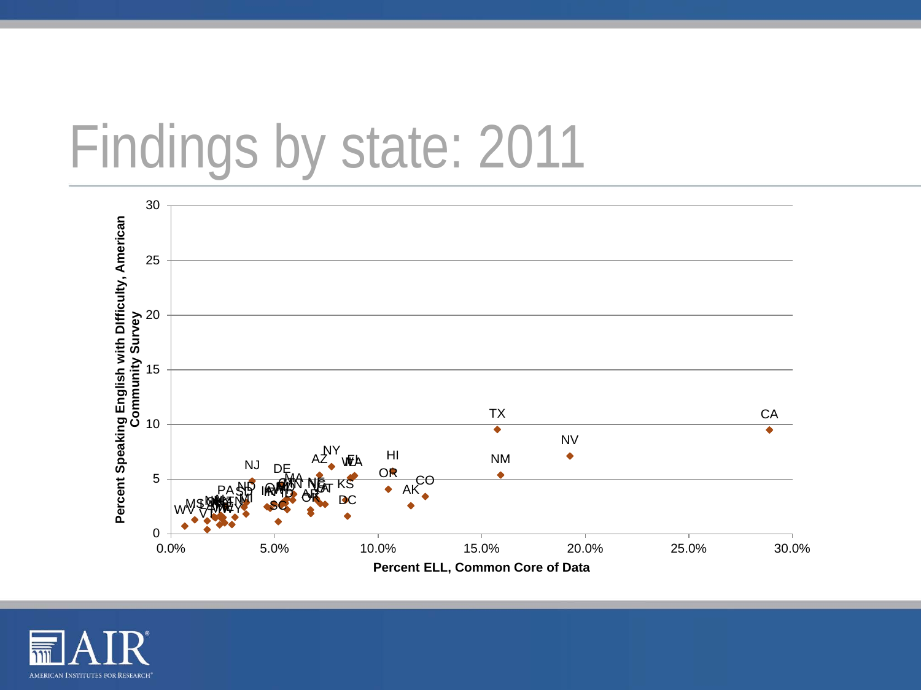# Findings by state: 2011

Percent Speaking English with DIfficulty, American Community Survey

Percent ELL, Common Core of Data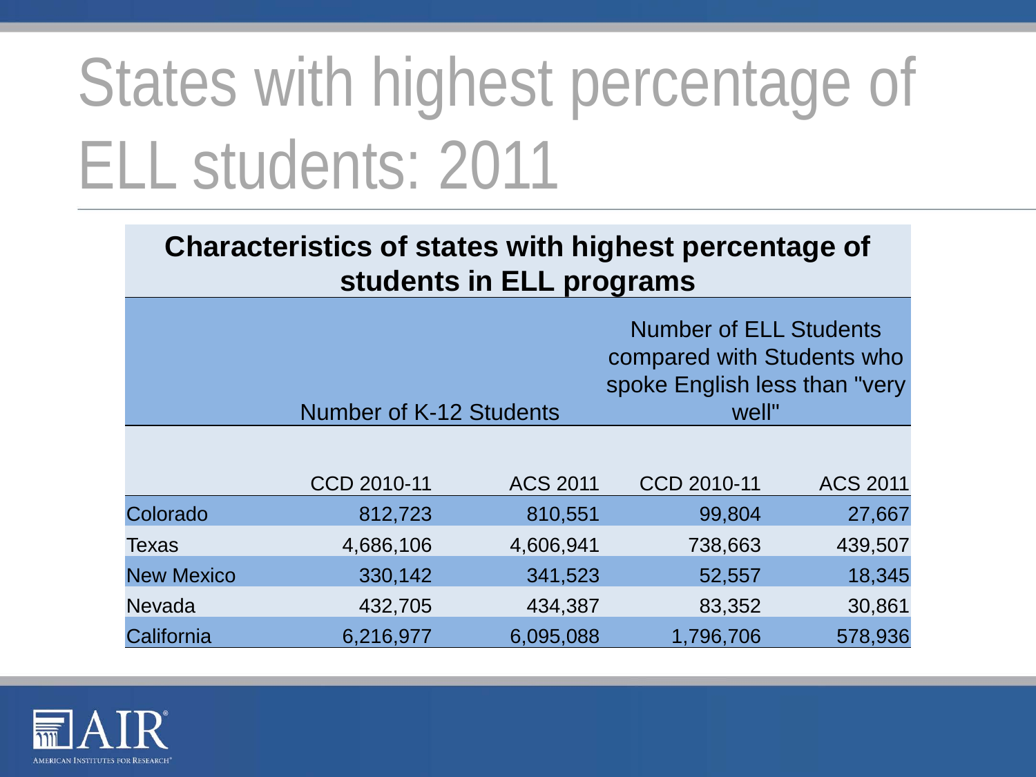# States with highest percentage of ELL students: 2011

**Characteristics of states with highest percentage of students in ELL programs**

| | Number of K-12 Students | | Number of ELL Students compared with Students who spoke English less than "very well" | |
|---|---|---|---|---|
| | CCD 2010-11 | ACS 2011 | CCD 2010-11 | ACS 2011 |
| Colorado | 812,723 | 810,551 | 99,804 | 27,667 |
| Texas | 4,686,106 | 4,606,941 | 738,663 | 439,507 |
| New Mexico | 330,142 | 341,523 | 52,557 | 18,345 |
| Nevada | 432,705 | 434,387 | 83,352 | 30,861 |
| California | 6,216,977 | 6,095,088 | 1,796,706 | 578,936 |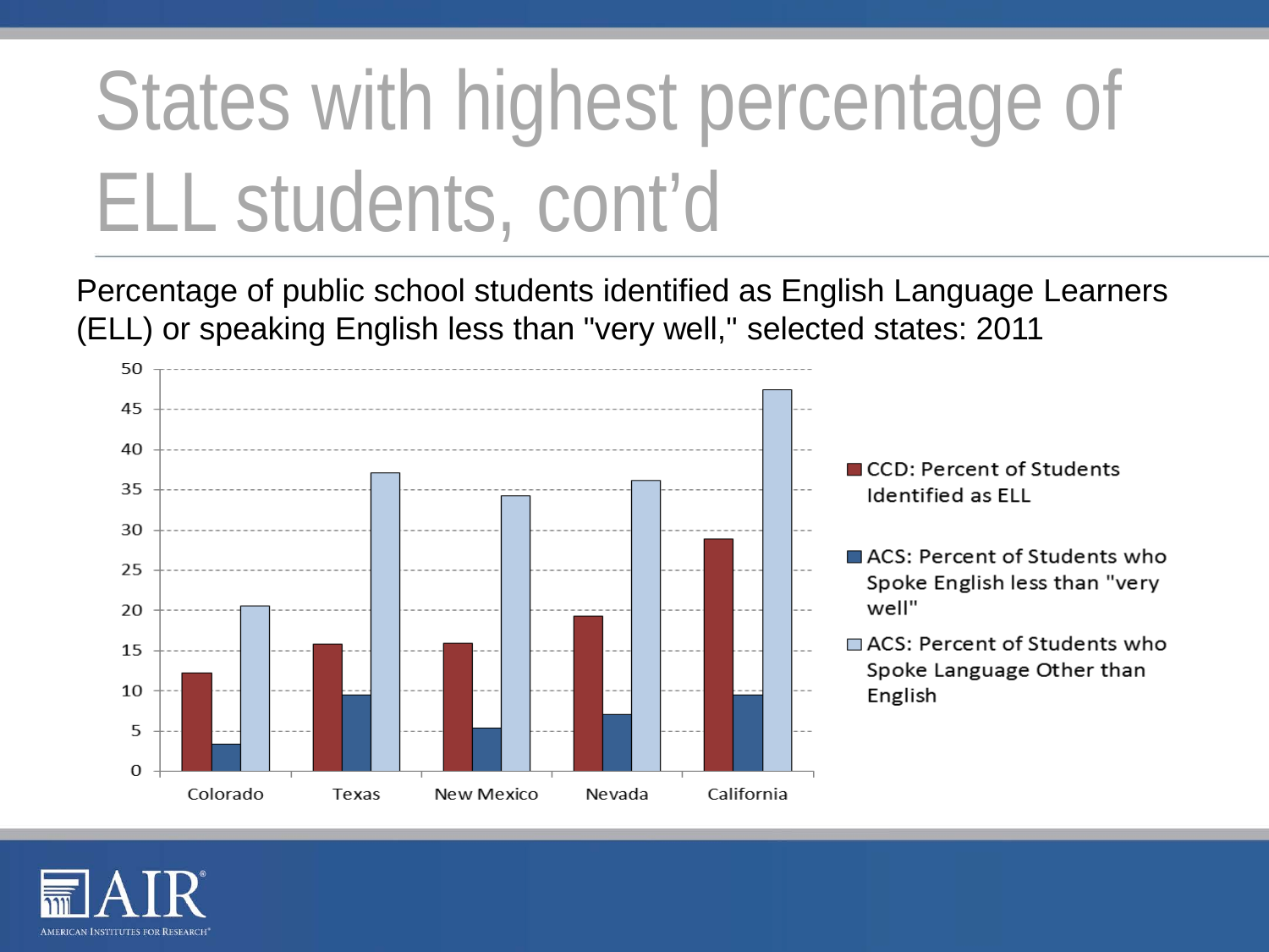# States with highest percentage of ELL students, cont'd

Percentage of public school students identified as English Language Learners (ELL) or speaking English less than "very well," selected states: 2011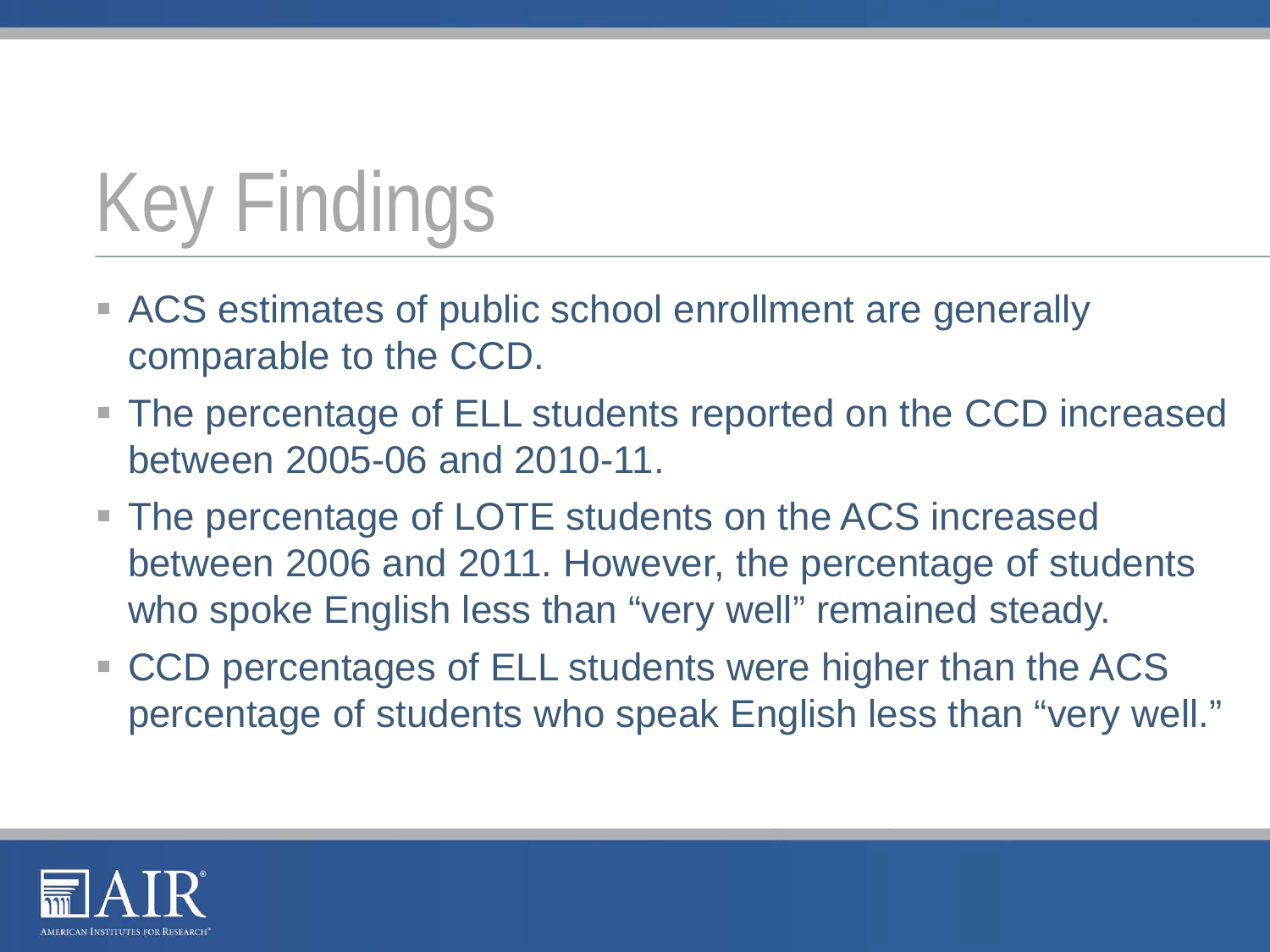# Key Findings

- ACS estimates of public school enrollment are generally comparable to the CCD.
- The percentage of ELL students reported on the CCD increased between 2005-06 and 2010-11.
- The percentage of LOTE students on the ACS increased between 2006 and 2011. However, the percentage of students who spoke English less than "very well" remained steady.
- CCD percentages of ELL students were higher than the ACS percentage of students who speak English less than "very well."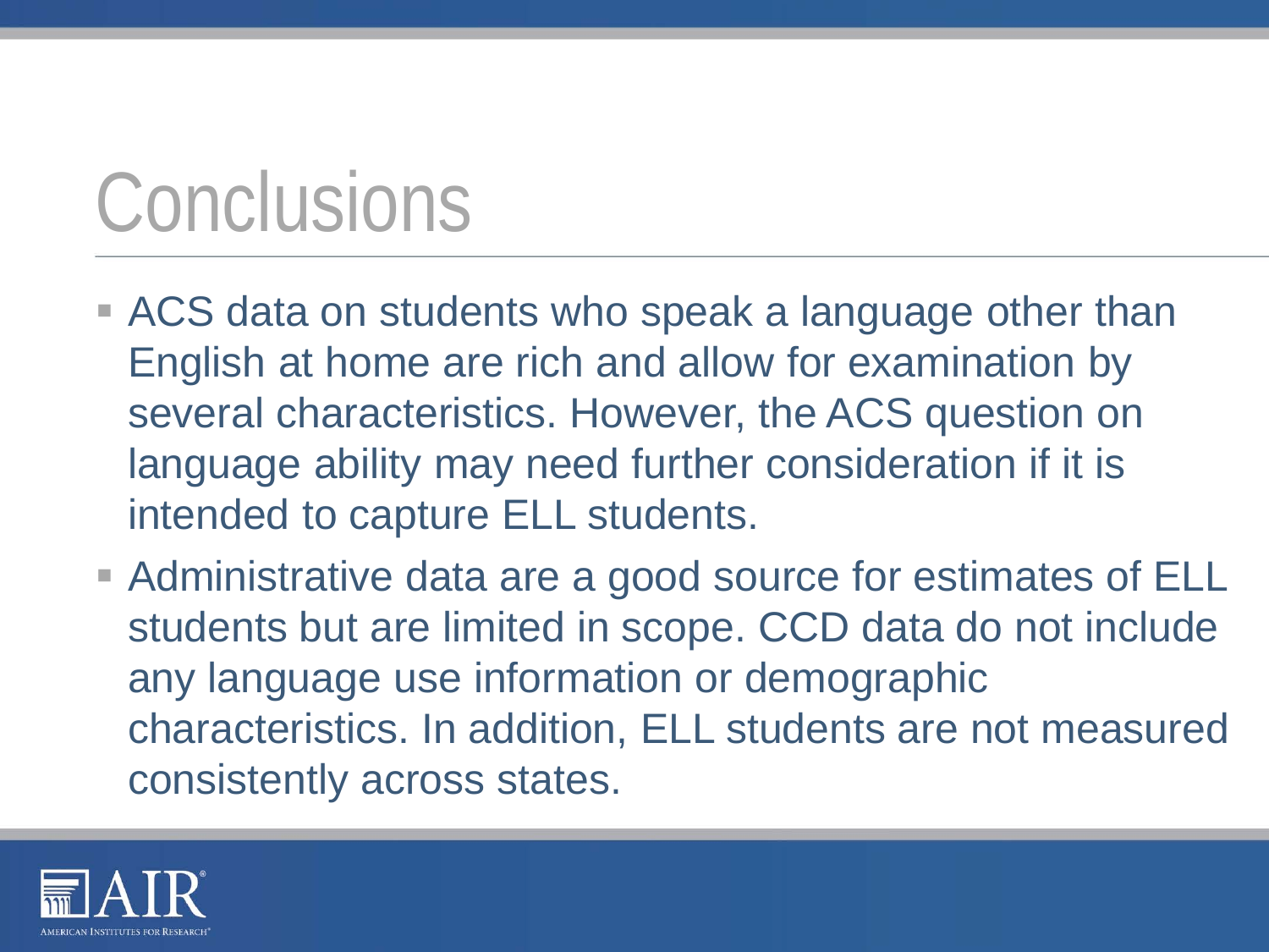# Conclusions

- ACS data on students who speak a language other than English at home are rich and allow for examination by several characteristics. However, the ACS question on language ability may need further consideration if it is intended to capture ELL students.
- Administrative data are a good source for estimates of ELL students but are limited in scope. CCD data do not include any language use information or demographic characteristics. In addition, ELL students are not measured consistently across states.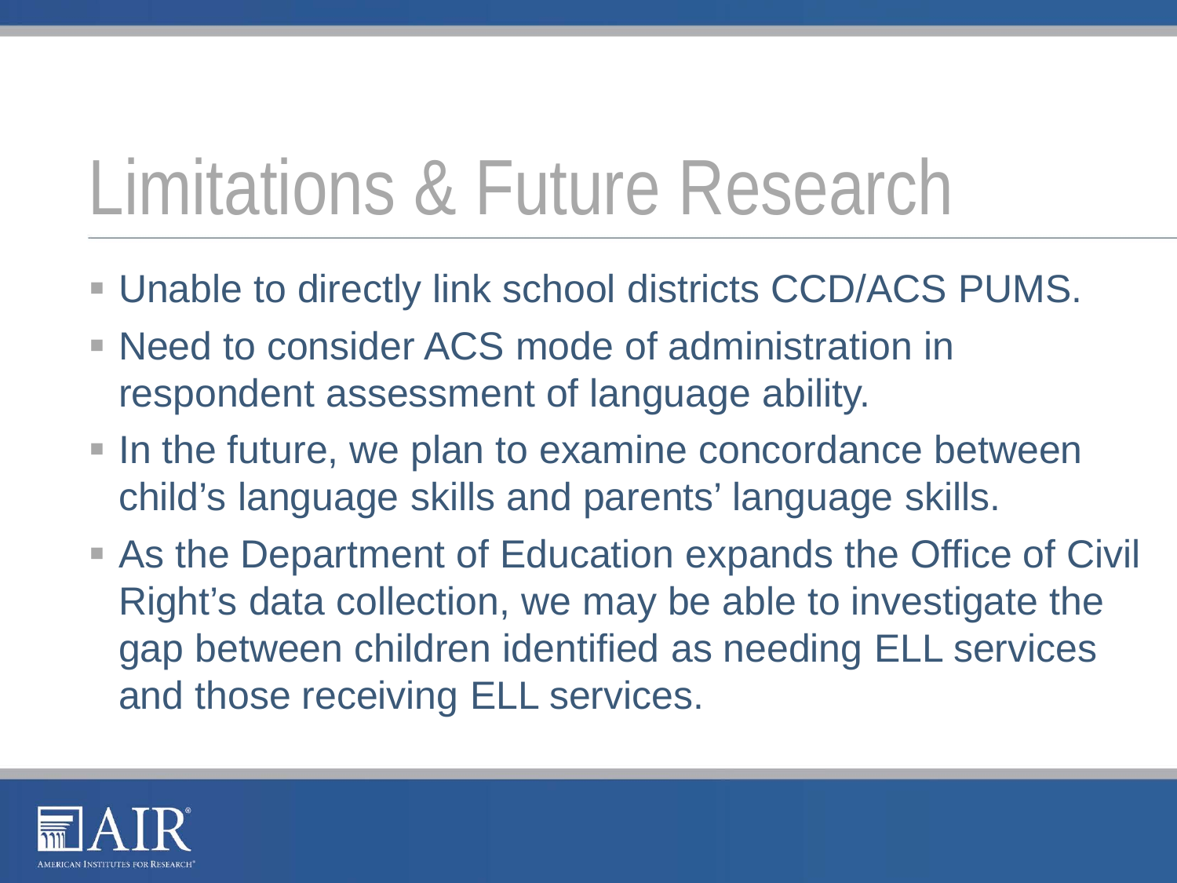# Limitations & Future Research

- Unable to directly link school districts CCD/ACS PUMS.
- Need to consider ACS mode of administration in respondent assessment of language ability.
- In the future, we plan to examine concordance between child's language skills and parents' language skills.
- As the Department of Education expands the Office of Civil Right's data collection, we may be able to investigate the gap between children identified as needing ELL services and those receiving ELL services.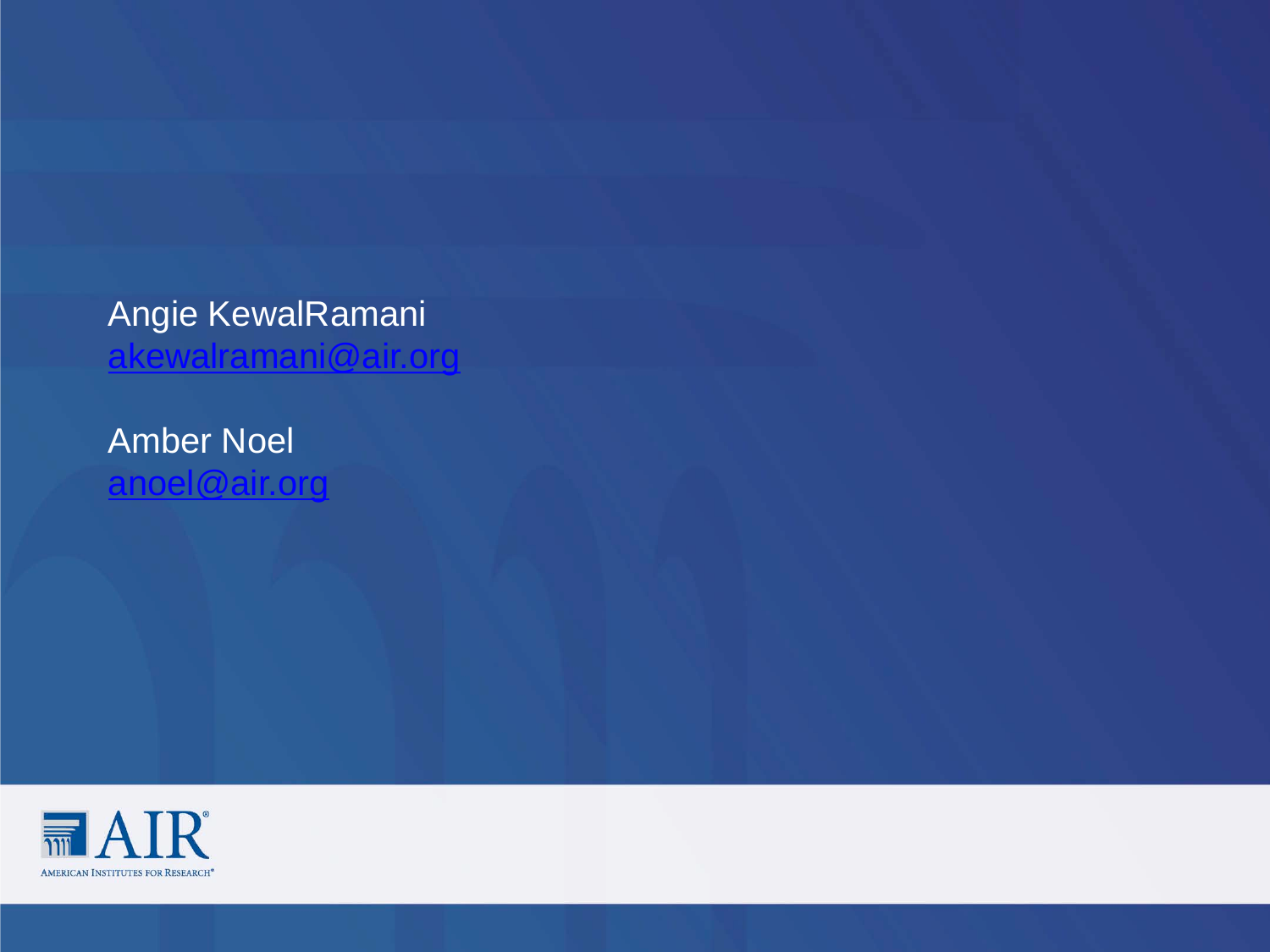Angie KewalRamani
akewalramani@air.org

Amber Noel
anoel@air.org

AMERICAN INSTITUTES FOR RESEARCH®